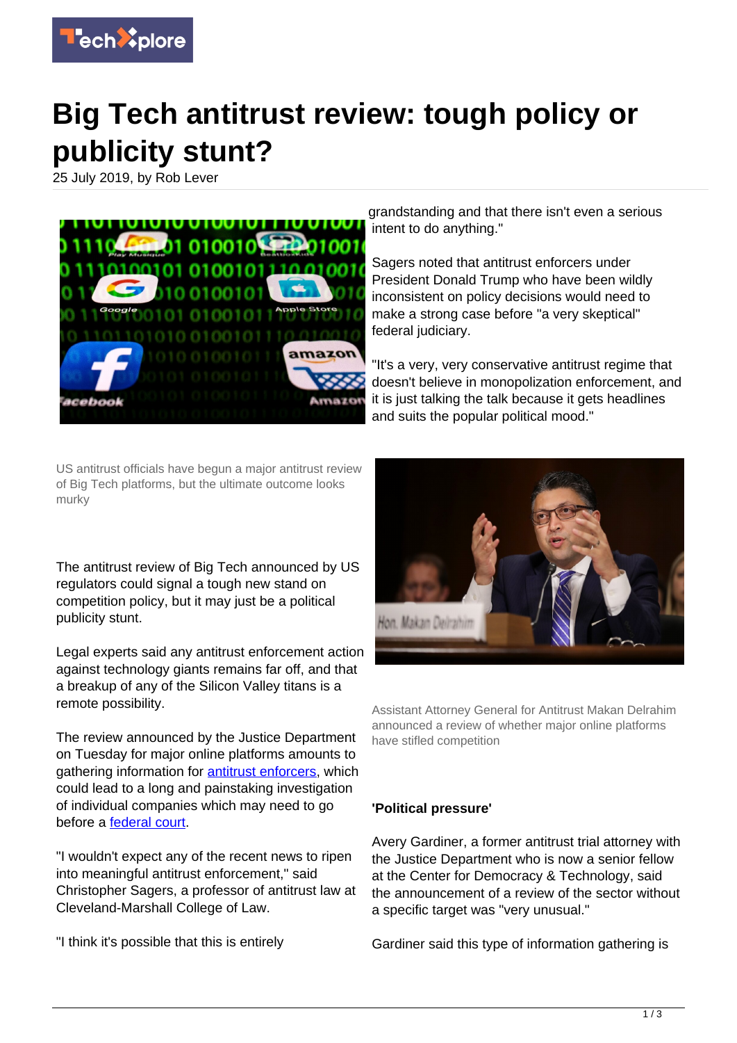# Big Tech antitrust review: tough policy or publicity stunt?

25 July 2019, by Rob Lever

US antitrust officials have begun a major antitrust review of Big Tech platforms, but the ultimate outcome looks murky

The antitrust review of Big Tech announced by US regulators could signal a tough new stand on competition policy, but it may just be a political publicity stunt.

Legal experts said any antitrust enforcement action against technology giants remains far off, and that a breakup of any of the Silicon Valley titans is a remote possibility.

The review announced by the Justice Department on Tuesday for major online platforms amounts to gathering information for antitrust enforcers, which could lead to a long and painstaking investigation of individual companies which may need to go before a federal court.

"I wouldn't expect any of the recent news to ripen into meaningful antitrust enforcement," said Christopher Sagers, a professor of antitrust law at Cleveland-Marshall College of Law.

"I think it's possible that this is entirely grandstanding and that there isn't even a serious intent to do anything."

Sagers noted that antitrust enforcers under President Donald Trump who have been wildly inconsistent on policy decisions would need to make a strong case before "a very skeptical" federal judiciary.

"It's a very, very conservative antitrust regime that doesn't believe in monopolization enforcement, and it is just talking the talk because it gets headlines and suits the popular political mood."

Assistant Attorney General for Antitrust Makan Delrahim announced a review of whether major online platforms have stifled competition

**'Political pressure'**

Avery Gardiner, a former antitrust trial attorney with the Justice Department who is now a senior fellow at the Center for Democracy & Technology, said the announcement of a review of the sector without a specific target was "very unusual."

Gardiner said this type of information gathering is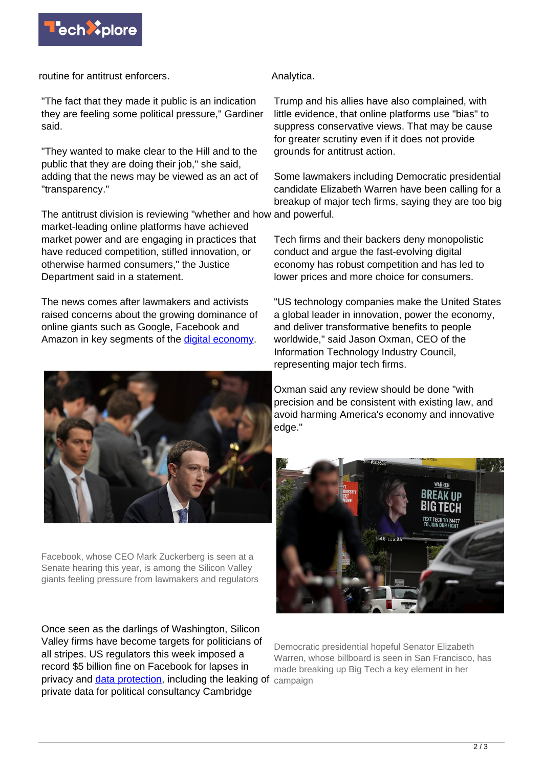routine for antitrust enforcers.

"The fact that they made it public is an indication they are feeling some political pressure," Gardiner said.

"They wanted to make clear to the Hill and to the public that they are doing their job," she said, adding that the news may be viewed as an act of "transparency."

The antitrust division is reviewing "whether and how market-leading online platforms have achieved market power and are engaging in practices that have reduced competition, stifled innovation, or otherwise harmed consumers," the Justice Department said in a statement.

The news comes after lawmakers and activists raised concerns about the growing dominance of online giants such as Google, Facebook and Amazon in key segments of the digital economy.

Facebook, whose CEO Mark Zuckerberg is seen at a Senate hearing this year, is among the Silicon Valley giants feeling pressure from lawmakers and regulators

Once seen as the darlings of Washington, Silicon Valley firms have become targets for politicians of all stripes. US regulators this week imposed a record $5 billion fine on Facebook for lapses in privacy and data protection, including the leaking of private data for political consultancy Cambridge Analytica.

Trump and his allies have also complained, with little evidence, that online platforms use "bias" to suppress conservative views. That may be cause for greater scrutiny even if it does not provide grounds for antitrust action.

Some lawmakers including Democratic presidential candidate Elizabeth Warren have been calling for a breakup of major tech firms, saying they are too big and powerful.

Tech firms and their backers deny monopolistic conduct and argue the fast-evolving digital economy has robust competition and has led to lower prices and more choice for consumers.

"US technology companies make the United States a global leader in innovation, power the economy, and deliver transformative benefits to people worldwide," said Jason Oxman, CEO of the Information Technology Industry Council, representing major tech firms.

Oxman said any review should be done "with precision and be consistent with existing law, and avoid harming America's economy and innovative edge."

Democratic presidential hopeful Senator Elizabeth Warren, whose billboard is seen in San Francisco, has made breaking up Big Tech a key element in her campaign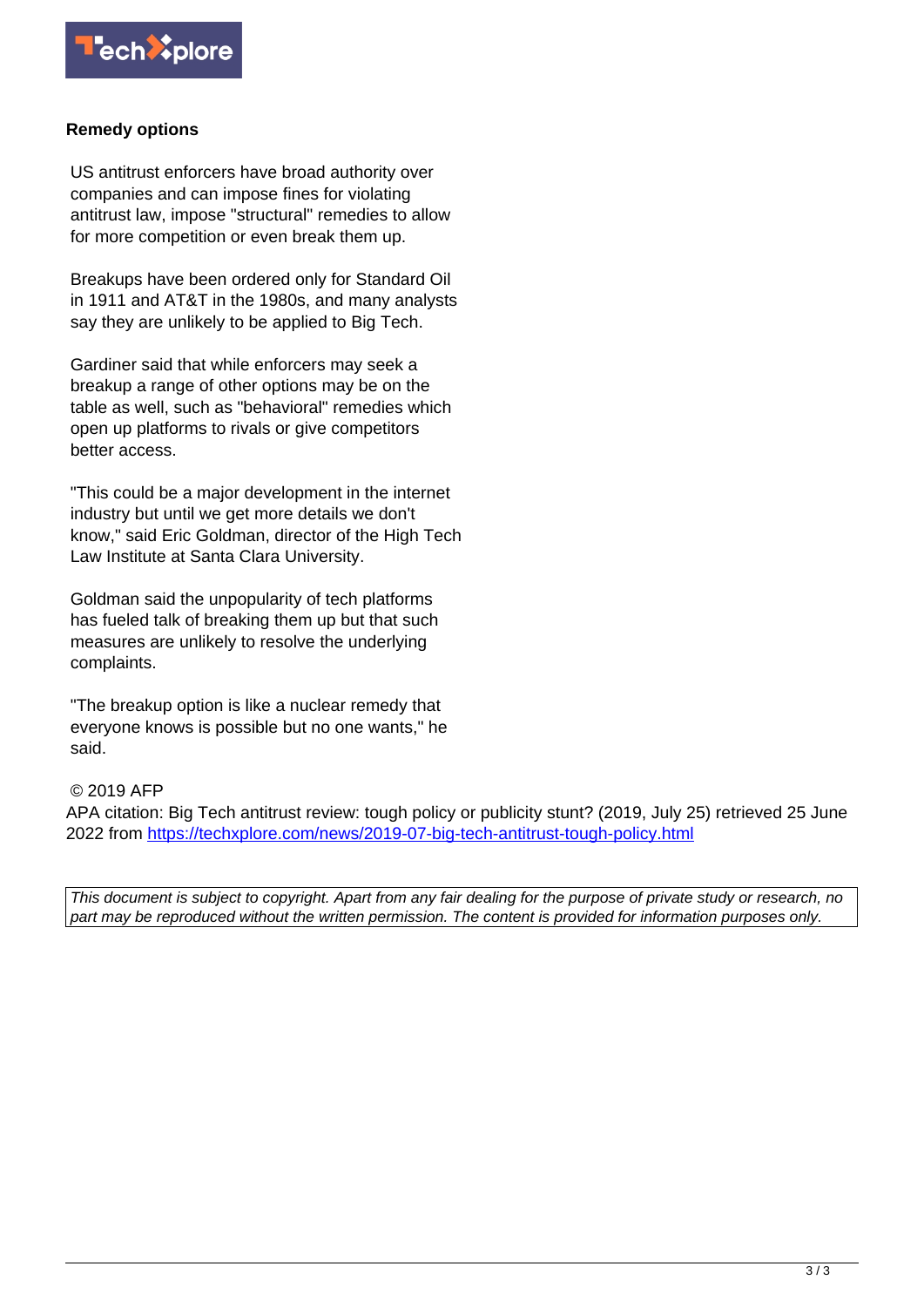**Remedy options**

US antitrust enforcers have broad authority over companies and can impose fines for violating antitrust law, impose "structural" remedies to allow for more competition or even break them up.

Breakups have been ordered only for Standard Oil in 1911 and AT&T in the 1980s, and many analysts say they are unlikely to be applied to Big Tech.

Gardiner said that while enforcers may seek a breakup a range of other options may be on the table as well, such as "behavioral" remedies which open up platforms to rivals or give competitors better access.

"This could be a major development in the internet industry but until we get more details we don't know," said Eric Goldman, director of the High Tech Law Institute at Santa Clara University.

Goldman said the unpopularity of tech platforms has fueled talk of breaking them up but that such measures are unlikely to resolve the underlying complaints.

"The breakup option is like a nuclear remedy that everyone knows is possible but no one wants," he said.

© 2019 AFP

APA citation: Big Tech antitrust review: tough policy or publicity stunt? (2019, July 25) retrieved 25 June 2022 from https://techxplore.com/news/2019-07-big-tech-antitrust-tough-policy.html

*This document is subject to copyright. Apart from any fair dealing for the purpose of private study or research, no part may be reproduced without the written permission. The content is provided for information purposes only.*